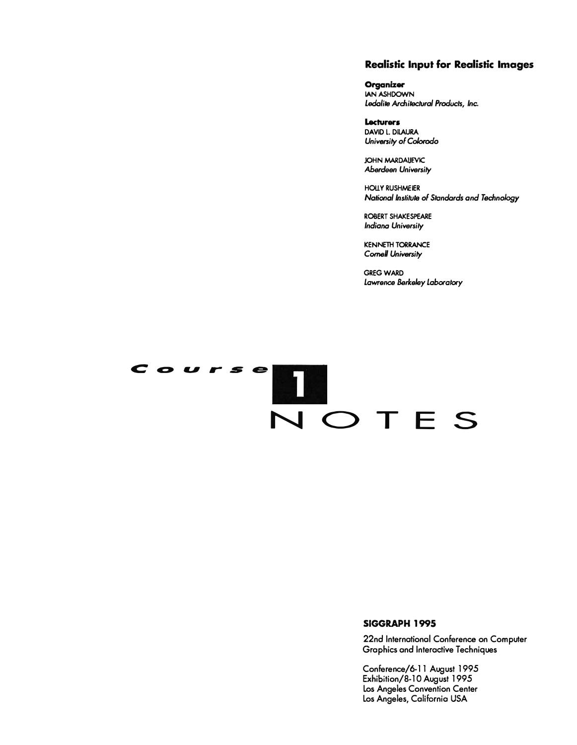# Realistic Input for Realistic Images

**Organizer**
IAN ASHDOWN
*Ledalite Architectural Products, Inc.*

**Lecturers**
DAVID L. DILAURA
*University of Colorado*

JOHN MARDALJEVIC
*Aberdeen University*

HOLLY RUSHMEIER
*National Institute of Standards and Technology*

ROBERT SHAKESPEARE
*Indiana University*

KENNETH TORRANCE
*Cornell University*

GREG WARD
*Lawrence Berkeley Laboratory*

## Course 1 NOTES

**SIGGRAPH 1995**

22nd International Conference on Computer Graphics and Interactive Techniques

Conference/6-11 August 1995
Exhibition/8-10 August 1995
Los Angeles Convention Center
Los Angeles, California USA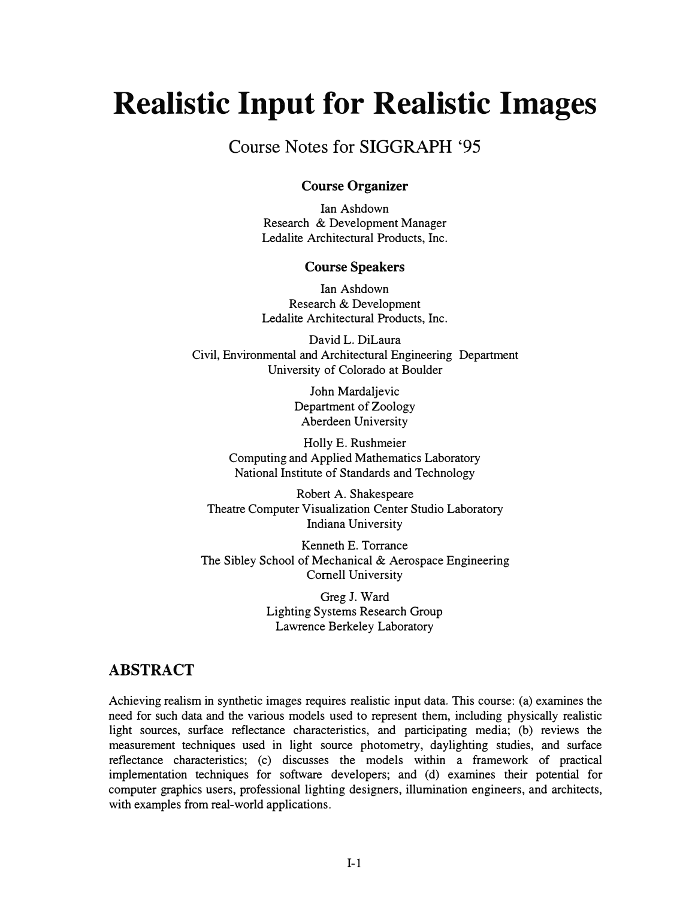# Realistic Input for Realistic Images

Course Notes for SIGGRAPH '95

**Course Organizer**

Ian Ashdown
Research & Development Manager
Ledalite Architectural Products, Inc.

**Course Speakers**

Ian Ashdown
Research & Development
Ledalite Architectural Products, Inc.

David L. DiLaura
Civil, Environmental and Architectural Engineering Department
University of Colorado at Boulder

John Mardaljevic
Department of Zoology
Aberdeen University

Holly E. Rushmeier
Computing and Applied Mathematics Laboratory
National Institute of Standards and Technology

Robert A. Shakespeare
Theatre Computer Visualization Center Studio Laboratory
Indiana University

Kenneth E. Torrance
The Sibley School of Mechanical & Aerospace Engineering
Cornell University

Greg J. Ward
Lighting Systems Research Group
Lawrence Berkeley Laboratory

## ABSTRACT

Achieving realism in synthetic images requires realistic input data. This course: (a) examines the need for such data and the various models used to represent them, including physically realistic light sources, surface reflectance characteristics, and participating media; (b) reviews the measurement techniques used in light source photometry, daylighting studies, and surface reflectance characteristics; (c) discusses the models within a framework of practical implementation techniques for software developers; and (d) examines their potential for computer graphics users, professional lighting designers, illumination engineers, and architects, with examples from real-world applications.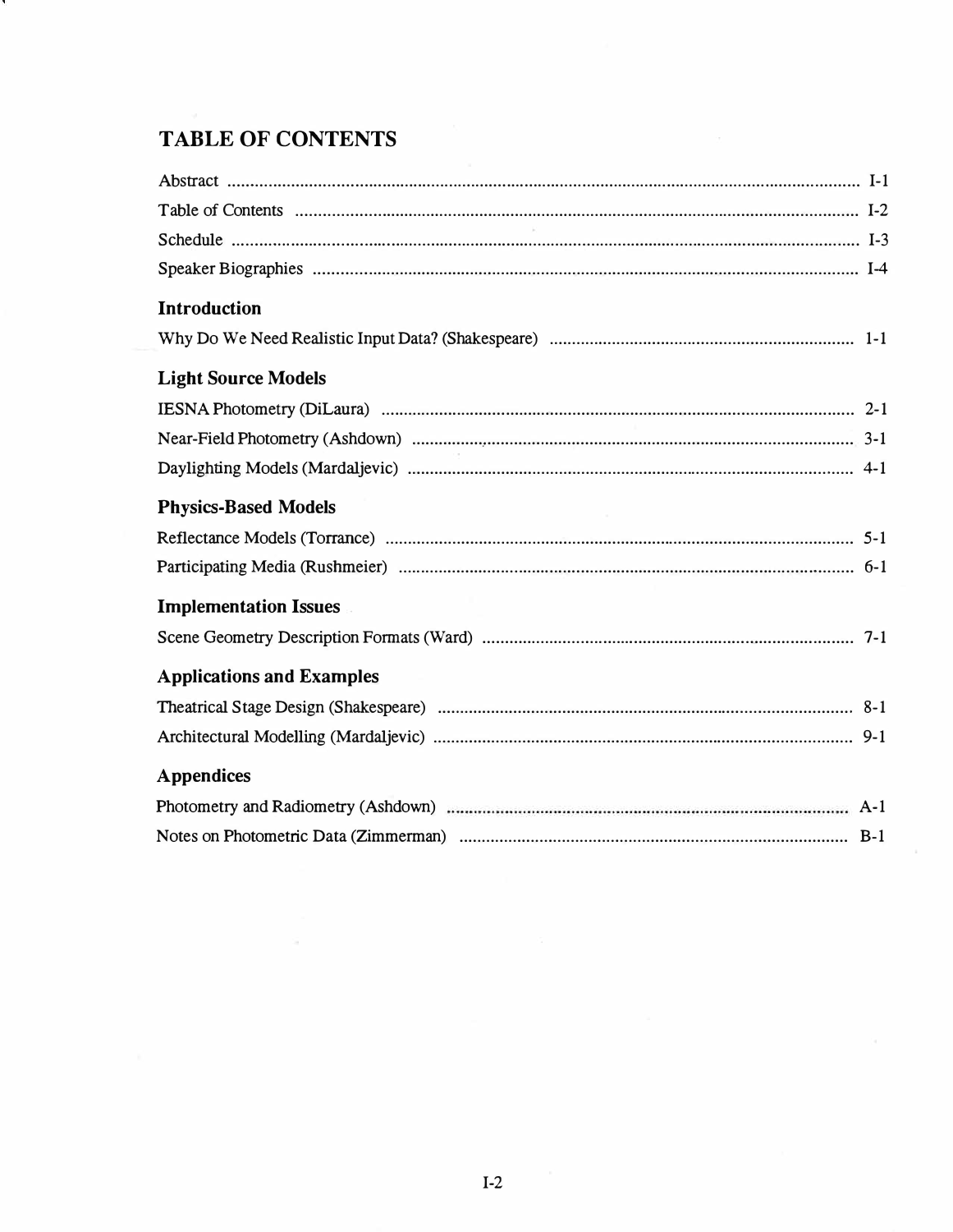# TABLE OF CONTENTS

Abstract .......... I-1

Table of Contents .......... I-2

Schedule .......... I-3

Speaker Biographies .......... I-4

## Introduction

Why Do We Need Realistic Input Data? (Shakespeare) .......... 1-1

## Light Source Models

IESNA Photometry (DiLaura) .......... 2-1

Near-Field Photometry (Ashdown) .......... 3-1

Daylighting Models (Mardaljevic) .......... 4-1

## Physics-Based Models

Reflectance Models (Torrance) .......... 5-1

Participating Media (Rushmeier) .......... 6-1

## Implementation Issues

Scene Geometry Description Formats (Ward) .......... 7-1

## Applications and Examples

Theatrical Stage Design (Shakespeare) .......... 8-1

Architectural Modelling (Mardaljevic) .......... 9-1

## Appendices

Photometry and Radiometry (Ashdown) .......... A-1

Notes on Photometric Data (Zimmerman) .......... B-1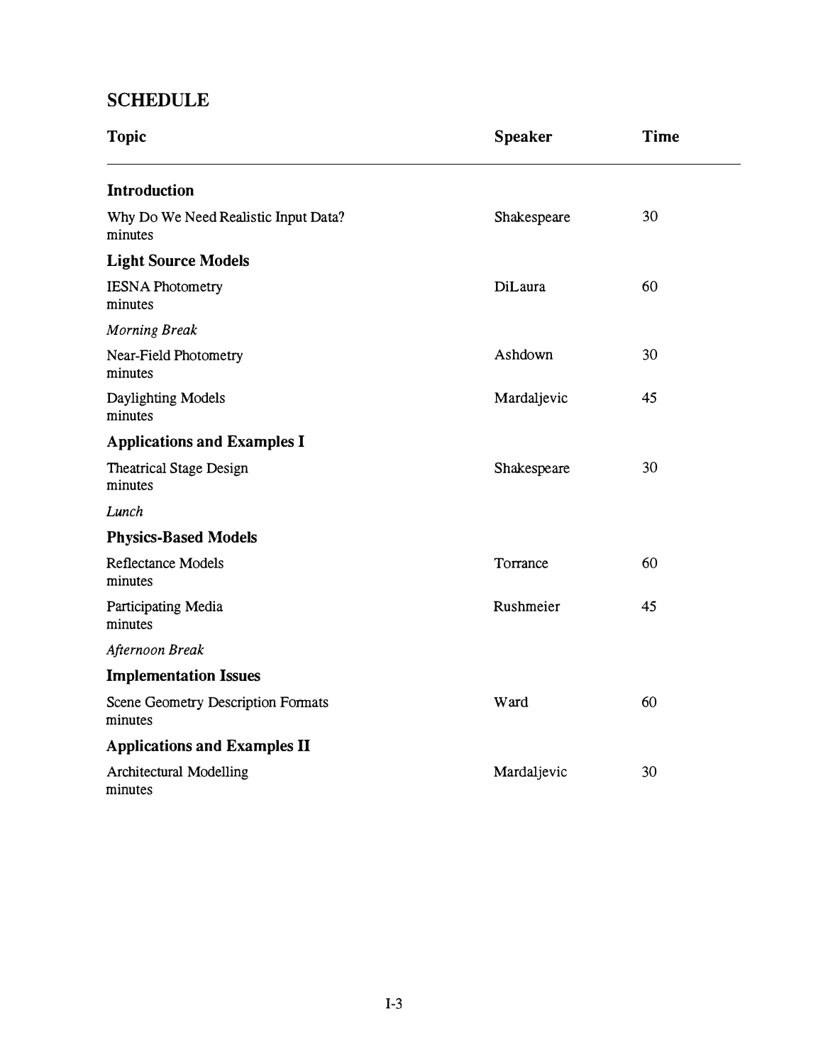## SCHEDULE

| Topic | Speaker | Time |
|---|---|---|
| **Introduction** | | |
| Why Do We Need Realistic Input Data? | Shakespeare | 30 minutes |
| **Light Source Models** | | |
| IESNA Photometry | DiLaura | 60 minutes |
| *Morning Break* | | |
| Near-Field Photometry | Ashdown | 30 minutes |
| Daylighting Models | Mardaljevic | 45 minutes |
| **Applications and Examples I** | | |
| Theatrical Stage Design | Shakespeare | 30 minutes |
| *Lunch* | | |
| **Physics-Based Models** | | |
| Reflectance Models | Torrance | 60 minutes |
| Participating Media | Rushmeier | 45 minutes |
| *Afternoon Break* | | |
| **Implementation Issues** | | |
| Scene Geometry Description Formats | Ward | 60 minutes |
| **Applications and Examples II** | | |
| Architectural Modelling | Mardaljevic | 30 minutes |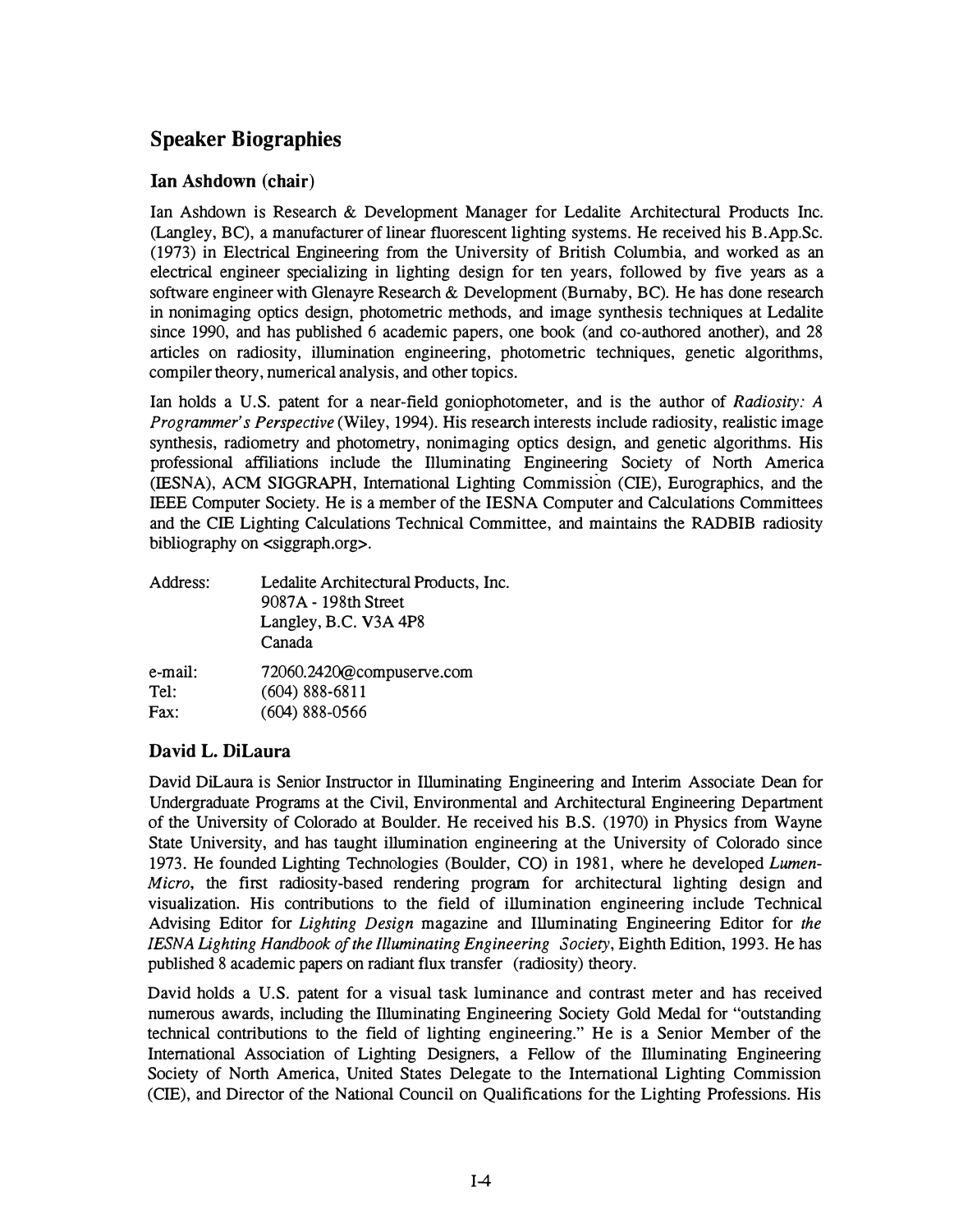## Speaker Biographies

### Ian Ashdown (chair)

Ian Ashdown is Research & Development Manager for Ledalite Architectural Products Inc. (Langley, BC), a manufacturer of linear fluorescent lighting systems. He received his B.App.Sc. (1973) in Electrical Engineering from the University of British Columbia, and worked as an electrical engineer specializing in lighting design for ten years, followed by five years as a software engineer with Glenayre Research & Development (Burnaby, BC). He has done research in nonimaging optics design, photometric methods, and image synthesis techniques at Ledalite since 1990, and has published 6 academic papers, one book (and co-authored another), and 28 articles on radiosity, illumination engineering, photometric techniques, genetic algorithms, compiler theory, numerical analysis, and other topics.

Ian holds a U.S. patent for a near-field goniophotometer, and is the author of *Radiosity: A Programmer's Perspective* (Wiley, 1994). His research interests include radiosity, realistic image synthesis, radiometry and photometry, nonimaging optics design, and genetic algorithms. His professional affiliations include the Illuminating Engineering Society of North America (IESNA), ACM SIGGRAPH, International Lighting Commission (CIE), Eurographics, and the IEEE Computer Society. He is a member of the IESNA Computer and Calculations Committees and the CIE Lighting Calculations Technical Committee, and maintains the RADBIB radiosity bibliography on <siggraph.org>.

| | |
|---|---|
| Address: | Ledalite Architectural Products, Inc.<br>9087A - 198th Street<br>Langley, B.C. V3A 4P8<br>Canada |
| e-mail: | 72060.2420@compuserve.com |
| Tel: | (604) 888-6811 |
| Fax: | (604) 888-0566 |

### David L. DiLaura

David DiLaura is Senior Instructor in Illuminating Engineering and Interim Associate Dean for Undergraduate Programs at the Civil, Environmental and Architectural Engineering Department of the University of Colorado at Boulder. He received his B.S. (1970) in Physics from Wayne State University, and has taught illumination engineering at the University of Colorado since 1973. He founded Lighting Technologies (Boulder, CO) in 1981, where he developed *Lumen-Micro*, the first radiosity-based rendering program for architectural lighting design and visualization. His contributions to the field of illumination engineering include Technical Advising Editor for *Lighting Design* magazine and Illuminating Engineering Editor for *the IESNA Lighting Handbook of the Illuminating Engineering Society*, Eighth Edition, 1993. He has published 8 academic papers on radiant flux transfer (radiosity) theory.

David holds a U.S. patent for a visual task luminance and contrast meter and has received numerous awards, including the Illuminating Engineering Society Gold Medal for "outstanding technical contributions to the field of lighting engineering." He is a Senior Member of the International Association of Lighting Designers, a Fellow of the Illuminating Engineering Society of North America, United States Delegate to the International Lighting Commission (CIE), and Director of the National Council on Qualifications for the Lighting Professions. His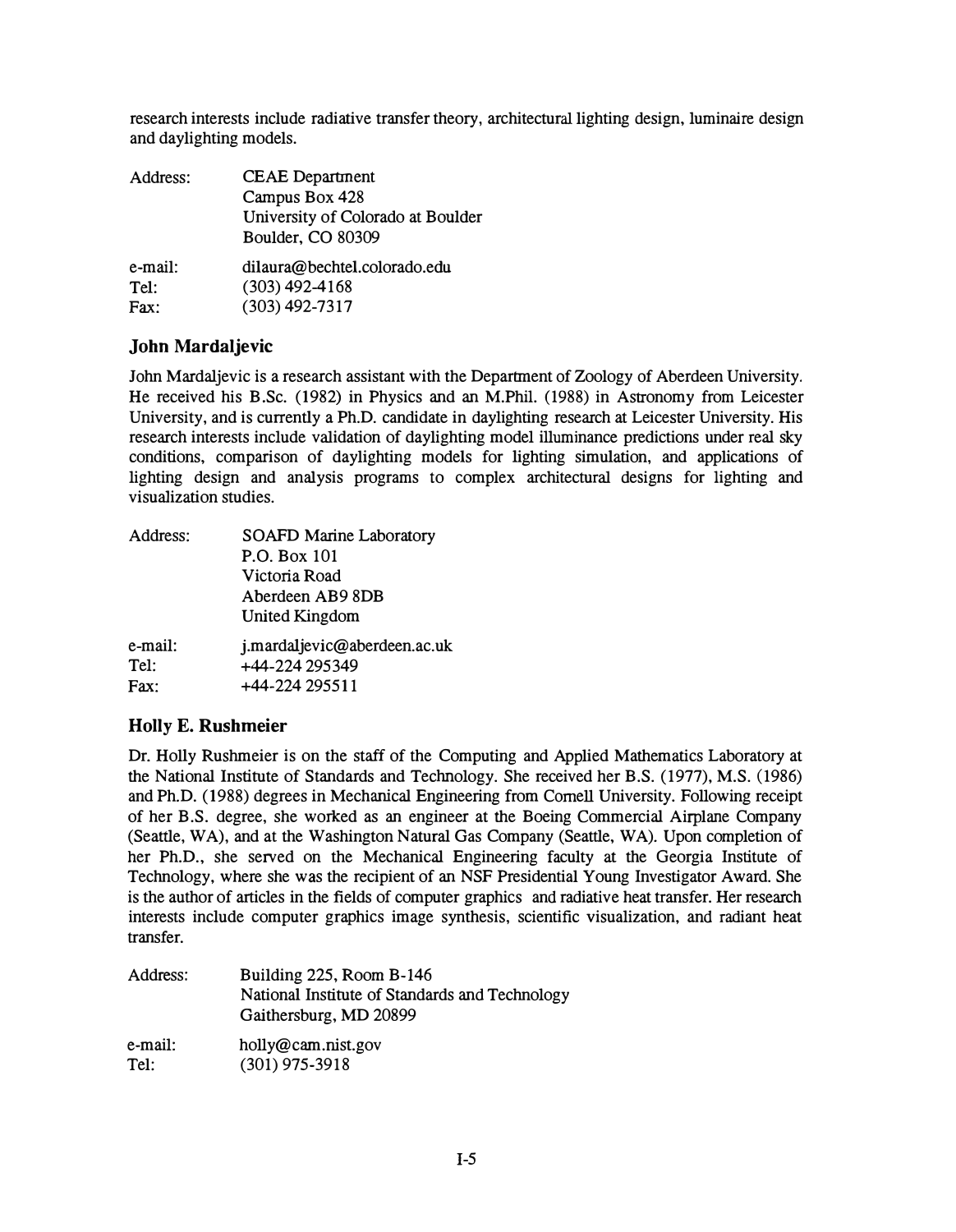research interests include radiative transfer theory, architectural lighting design, luminaire design and daylighting models.

| | |
|---|---|
| Address: | CEAE Department<br>Campus Box 428<br>University of Colorado at Boulder<br>Boulder, CO 80309 |
| e-mail: | dilaura@bechtel.colorado.edu |
| Tel: | (303) 492-4168 |
| Fax: | (303) 492-7317 |

### John Mardaljevic

John Mardaljevic is a research assistant with the Department of Zoology of Aberdeen University. He received his B.Sc. (1982) in Physics and an M.Phil. (1988) in Astronomy from Leicester University, and is currently a Ph.D. candidate in daylighting research at Leicester University. His research interests include validation of daylighting model illuminance predictions under real sky conditions, comparison of daylighting models for lighting simulation, and applications of lighting design and analysis programs to complex architectural designs for lighting and visualization studies.

| | |
|---|---|
| Address: | SOAFD Marine Laboratory<br>P.O. Box 101<br>Victoria Road<br>Aberdeen AB9 8DB<br>United Kingdom |
| e-mail: | j.mardaljevic@aberdeen.ac.uk |
| Tel: | +44-224 295349 |
| Fax: | +44-224 295511 |

### Holly E. Rushmeier

Dr. Holly Rushmeier is on the staff of the Computing and Applied Mathematics Laboratory at the National Institute of Standards and Technology. She received her B.S. (1977), M.S. (1986) and Ph.D. (1988) degrees in Mechanical Engineering from Cornell University. Following receipt of her B.S. degree, she worked as an engineer at the Boeing Commercial Airplane Company (Seattle, WA), and at the Washington Natural Gas Company (Seattle, WA). Upon completion of her Ph.D., she served on the Mechanical Engineering faculty at the Georgia Institute of Technology, where she was the recipient of an NSF Presidential Young Investigator Award. She is the author of articles in the fields of computer graphics and radiative heat transfer. Her research interests include computer graphics image synthesis, scientific visualization, and radiant heat transfer.

| | |
|---|---|
| Address: | Building 225, Room B-146<br>National Institute of Standards and Technology<br>Gaithersburg, MD 20899 |
| e-mail: | holly@cam.nist.gov |
| Tel: | (301) 975-3918 |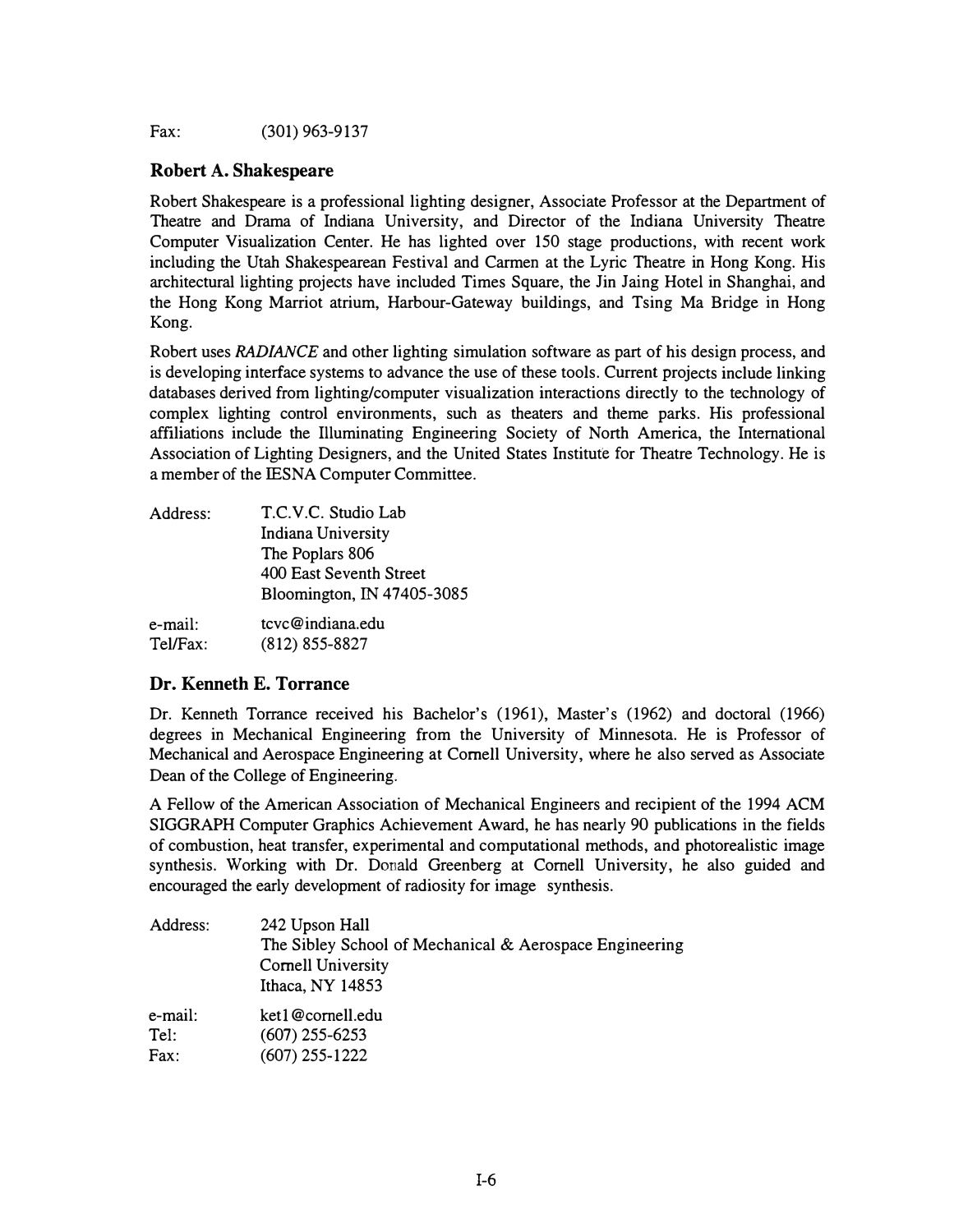Fax: (301) 963-9137

### Robert A. Shakespeare

Robert Shakespeare is a professional lighting designer, Associate Professor at the Department of Theatre and Drama of Indiana University, and Director of the Indiana University Theatre Computer Visualization Center. He has lighted over 150 stage productions, with recent work including the Utah Shakespearean Festival and Carmen at the Lyric Theatre in Hong Kong. His architectural lighting projects have included Times Square, the Jin Jaing Hotel in Shanghai, and the Hong Kong Marriot atrium, Harbour-Gateway buildings, and Tsing Ma Bridge in Hong Kong.

Robert uses *RADIANCE* and other lighting simulation software as part of his design process, and is developing interface systems to advance the use of these tools. Current projects include linking databases derived from lighting/computer visualization interactions directly to the technology of complex lighting control environments, such as theaters and theme parks. His professional affiliations include the Illuminating Engineering Society of North America, the International Association of Lighting Designers, and the United States Institute for Theatre Technology. He is a member of the IESNA Computer Committee.

Address: T.C.V.C. Studio Lab
Indiana University
The Poplars 806
400 East Seventh Street
Bloomington, IN 47405-3085

e-mail: tcvc@indiana.edu
Tel/Fax: (812) 855-8827

### Dr. Kenneth E. Torrance

Dr. Kenneth Torrance received his Bachelor's (1961), Master's (1962) and doctoral (1966) degrees in Mechanical Engineering from the University of Minnesota. He is Professor of Mechanical and Aerospace Engineering at Cornell University, where he also served as Associate Dean of the College of Engineering.

A Fellow of the American Association of Mechanical Engineers and recipient of the 1994 ACM SIGGRAPH Computer Graphics Achievement Award, he has nearly 90 publications in the fields of combustion, heat transfer, experimental and computational methods, and photorealistic image synthesis. Working with Dr. Donald Greenberg at Cornell University, he also guided and encouraged the early development of radiosity for image synthesis.

Address: 242 Upson Hall
The Sibley School of Mechanical & Aerospace Engineering
Cornell University
Ithaca, NY 14853

e-mail: ket1@cornell.edu
Tel: (607) 255-6253
Fax: (607) 255-1222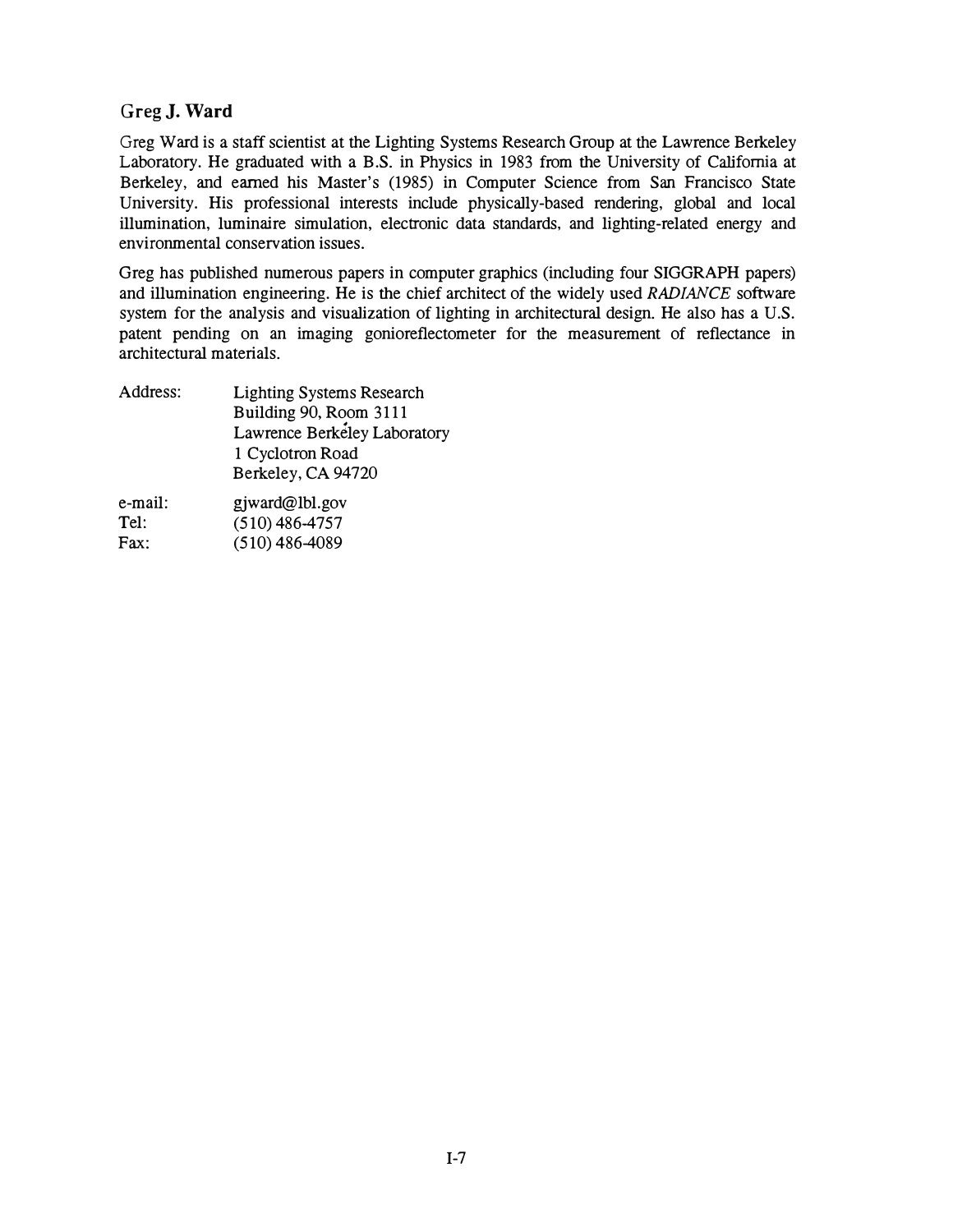## Greg J. Ward

Greg Ward is a staff scientist at the Lighting Systems Research Group at the Lawrence Berkeley Laboratory. He graduated with a B.S. in Physics in 1983 from the University of California at Berkeley, and earned his Master's (1985) in Computer Science from San Francisco State University. His professional interests include physically-based rendering, global and local illumination, luminaire simulation, electronic data standards, and lighting-related energy and environmental conservation issues.

Greg has published numerous papers in computer graphics (including four SIGGRAPH papers) and illumination engineering. He is the chief architect of the widely used *RADIANCE* software system for the analysis and visualization of lighting in architectural design. He also has a U.S. patent pending on an imaging gonioreflectometer for the measurement of reflectance in architectural materials.

| | |
|---|---|
| Address: | Lighting Systems Research<br>Building 90, Room 3111<br>Lawrence Berkeley Laboratory<br>1 Cyclotron Road<br>Berkeley, CA 94720 |
| e-mail: | gjward@lbl.gov |
| Tel: | (510) 486-4757 |
| Fax: | (510) 486-4089 |